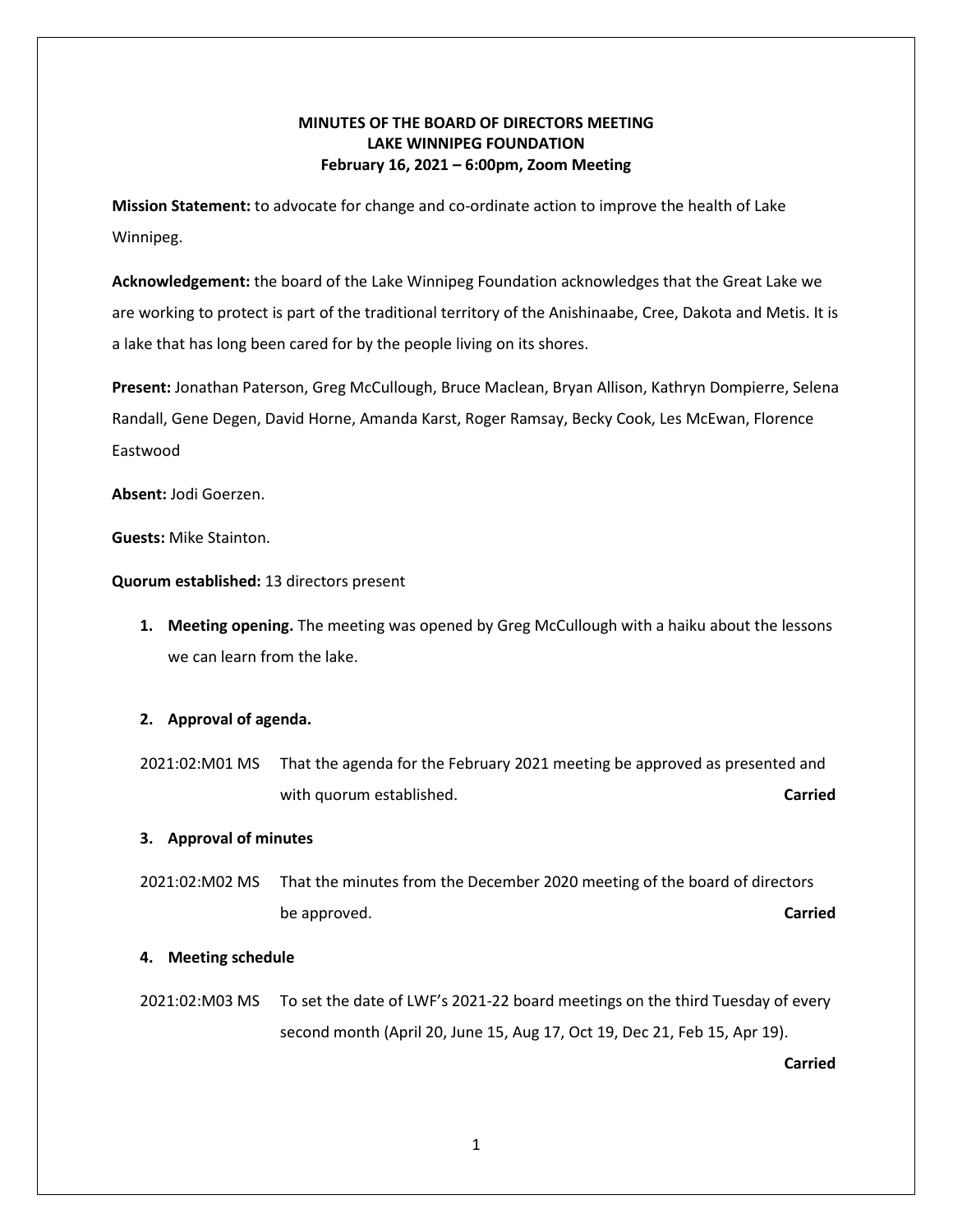**MINUTES OF THE BOARD OF DIRECTORS MEETING**
**LAKE WINNIPEG FOUNDATION**
**February 16, 2021 – 6:00pm, Zoom Meeting**

**Mission Statement:** to advocate for change and co-ordinate action to improve the health of Lake Winnipeg.

**Acknowledgement:** the board of the Lake Winnipeg Foundation acknowledges that the Great Lake we are working to protect is part of the traditional territory of the Anishinaabe, Cree, Dakota and Metis. It is a lake that has long been cared for by the people living on its shores.

**Present:** Jonathan Paterson, Greg McCullough, Bruce Maclean, Bryan Allison, Kathryn Dompierre, Selena Randall, Gene Degen, David Horne, Amanda Karst, Roger Ramsay, Becky Cook, Les McEwan, Florence Eastwood

**Absent:** Jodi Goerzen.

**Guests:** Mike Stainton.

**Quorum established:** 13 directors present

1. **Meeting opening.** The meeting was opened by Greg McCullough with a haiku about the lessons we can learn from the lake.

2. **Approval of agenda.**

2021:02:M01 MS That the agenda for the February 2021 meeting be approved as presented and with quorum established. **Carried**

3. **Approval of minutes**

2021:02:M02 MS That the minutes from the December 2020 meeting of the board of directors be approved. **Carried**

4. **Meeting schedule**

2021:02:M03 MS To set the date of LWF's 2021-22 board meetings on the third Tuesday of every second month (April 20, June 15, Aug 17, Oct 19, Dec 21, Feb 15, Apr 19). **Carried**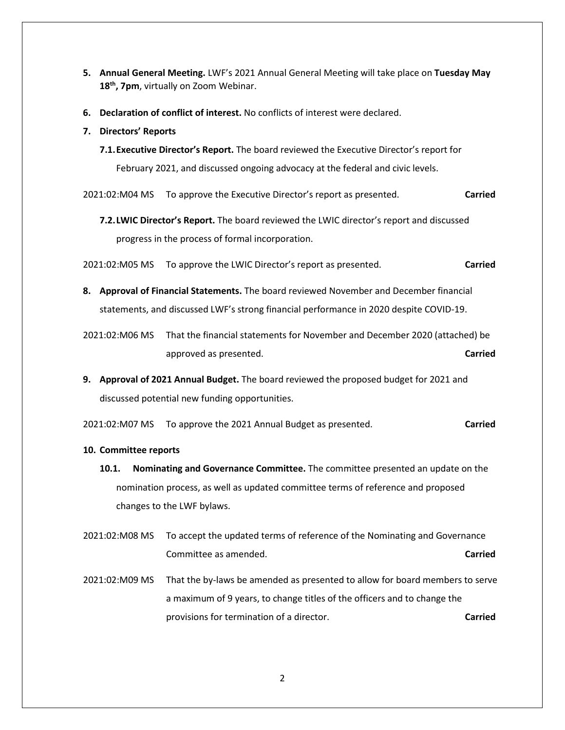5. **Annual General Meeting.** LWF's 2021 Annual General Meeting will take place on **Tuesday May 18th, 7pm**, virtually on Zoom Webinar.

6. **Declaration of conflict of interest.** No conflicts of interest were declared.

7. **Directors' Reports**

   7.1. **Executive Director's Report.** The board reviewed the Executive Director's report for February 2021, and discussed ongoing advocacy at the federal and civic levels.

2021:02:M04 MS To approve the Executive Director's report as presented. **Carried**

   7.2. **LWIC Director's Report.** The board reviewed the LWIC director's report and discussed progress in the process of formal incorporation.

2021:02:M05 MS To approve the LWIC Director's report as presented. **Carried**

8. **Approval of Financial Statements.** The board reviewed November and December financial statements, and discussed LWF's strong financial performance in 2020 despite COVID-19.

2021:02:M06 MS That the financial statements for November and December 2020 (attached) be approved as presented. **Carried**

9. **Approval of 2021 Annual Budget.** The board reviewed the proposed budget for 2021 and discussed potential new funding opportunities.

2021:02:M07 MS To approve the 2021 Annual Budget as presented. **Carried**

10. **Committee reports**

   10.1. **Nominating and Governance Committee.** The committee presented an update on the nomination process, as well as updated committee terms of reference and proposed changes to the LWF bylaws.

2021:02:M08 MS To accept the updated terms of reference of the Nominating and Governance Committee as amended. **Carried**

2021:02:M09 MS That the by-laws be amended as presented to allow for board members to serve a maximum of 9 years, to change titles of the officers and to change the provisions for termination of a director. **Carried**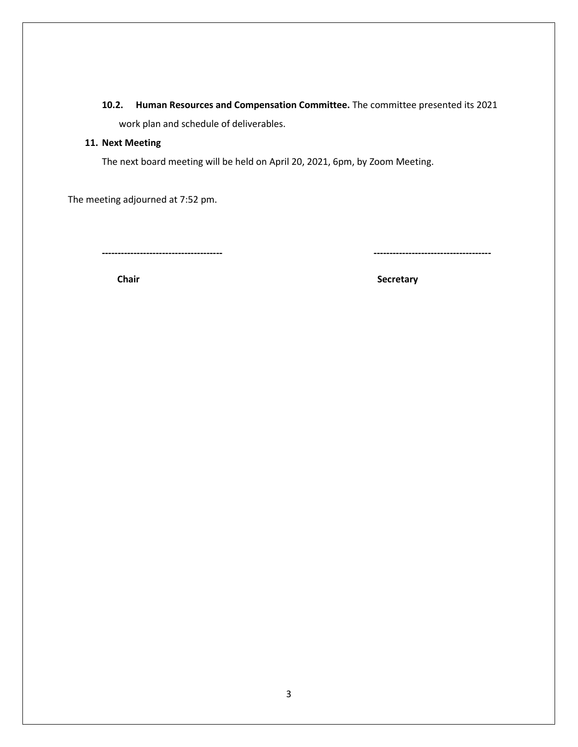**10.2. Human Resources and Compensation Committee.** The committee presented its 2021 work plan and schedule of deliverables.

**11. Next Meeting**

The next board meeting will be held on April 20, 2021, 6pm, by Zoom Meeting.

The meeting adjourned at 7:52 pm.

-------------------------------------- --------------------------------------

**Chair** **Secretary**